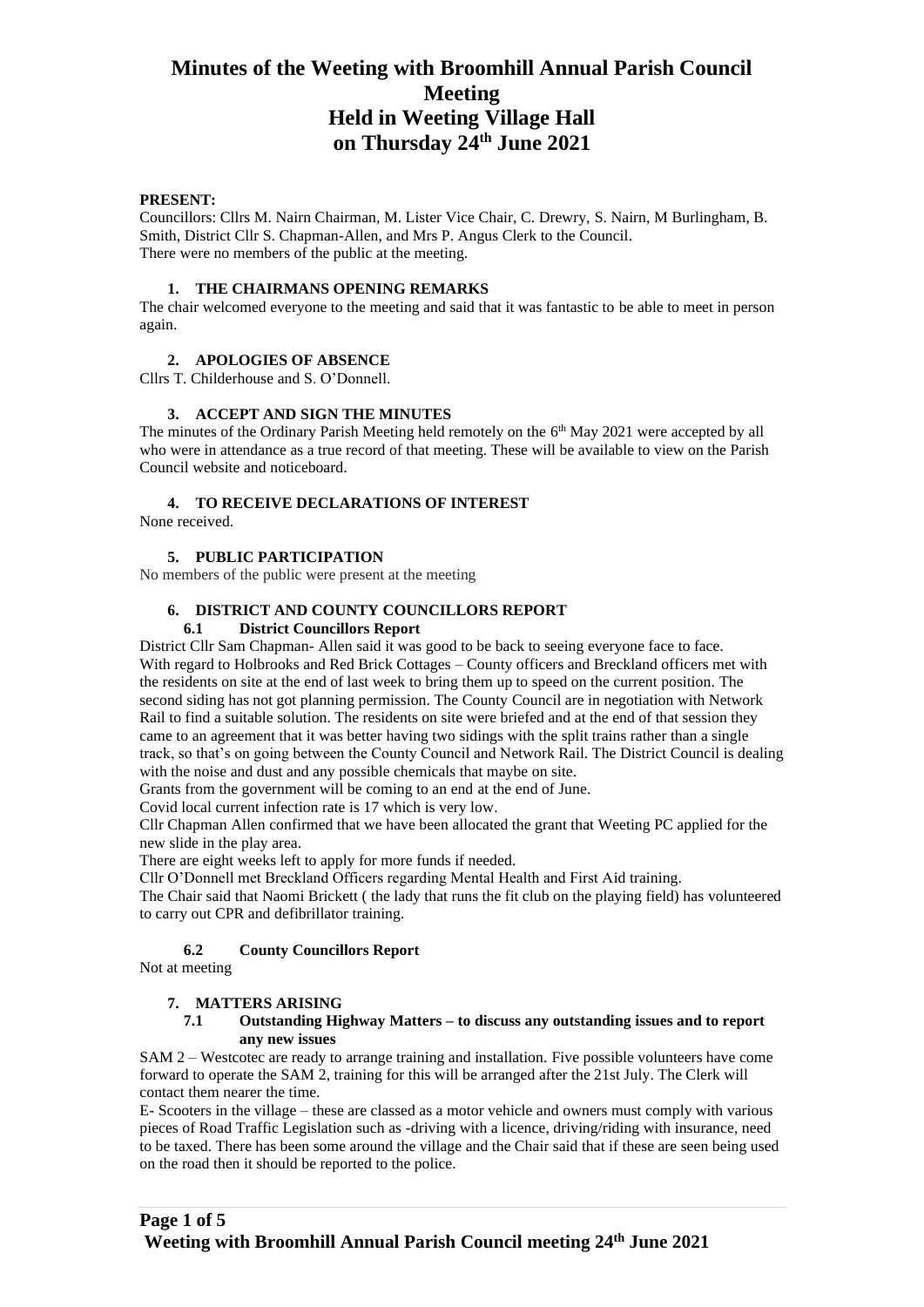# Minutes of the Weeting with Broomhill Annual Parish Council Meeting
# Held in Weeting Village Hall
# on Thursday 24th June 2021

**PRESENT:**

Councillors: Cllrs M. Nairn Chairman, M. Lister Vice Chair, C. Drewry, S. Nairn, M Burlingham, B. Smith, District Cllr S. Chapman-Allen, and Mrs P. Angus Clerk to the Council.

There were no members of the public at the meeting.

### 1. THE CHAIRMANS OPENING REMARKS

The chair welcomed everyone to the meeting and said that it was fantastic to be able to meet in person again.

### 2. APOLOGIES OF ABSENCE

Cllrs T. Childerhouse and S. O'Donnell.

### 3. ACCEPT AND SIGN THE MINUTES

The minutes of the Ordinary Parish Meeting held remotely on the 6th May 2021 were accepted by all who were in attendance as a true record of that meeting. These will be available to view on the Parish Council website and noticeboard.

### 4. TO RECEIVE DECLARATIONS OF INTEREST

None received.

### 5. PUBLIC PARTICIPATION

No members of the public were present at the meeting

### 6. DISTRICT AND COUNTY COUNCILLORS REPORT

#### 6.1 District Councillors Report

District Cllr Sam Chapman- Allen said it was good to be back to seeing everyone face to face.

With regard to Holbrooks and Red Brick Cottages – County officers and Breckland officers met with the residents on site at the end of last week to bring them up to speed on the current position. The second siding has not got planning permission. The County Council are in negotiation with Network Rail to find a suitable solution. The residents on site were briefed and at the end of that session they came to an agreement that it was better having two sidings with the split trains rather than a single track, so that's on going between the County Council and Network Rail. The District Council is dealing with the noise and dust and any possible chemicals that maybe on site.

Grants from the government will be coming to an end at the end of June.

Covid local current infection rate is 17 which is very low.

Cllr Chapman Allen confirmed that we have been allocated the grant that Weeting PC applied for the new slide in the play area.

There are eight weeks left to apply for more funds if needed.

Cllr O'Donnell met Breckland Officers regarding Mental Health and First Aid training.

The Chair said that Naomi Brickett ( the lady that runs the fit club on the playing field) has volunteered to carry out CPR and defibrillator training.

#### 6.2 County Councillors Report

Not at meeting

### 7. MATTERS ARISING

#### 7.1 Outstanding Highway Matters – to discuss any outstanding issues and to report any new issues

SAM 2 – Westcotec are ready to arrange training and installation. Five possible volunteers have come forward to operate the SAM 2, training for this will be arranged after the 21st July. The Clerk will contact them nearer the time.

E- Scooters in the village – these are classed as a motor vehicle and owners must comply with various pieces of Road Traffic Legislation such as -driving with a licence, driving/riding with insurance, need to be taxed. There has been some around the village and the Chair said that if these are seen being used on the road then it should be reported to the police.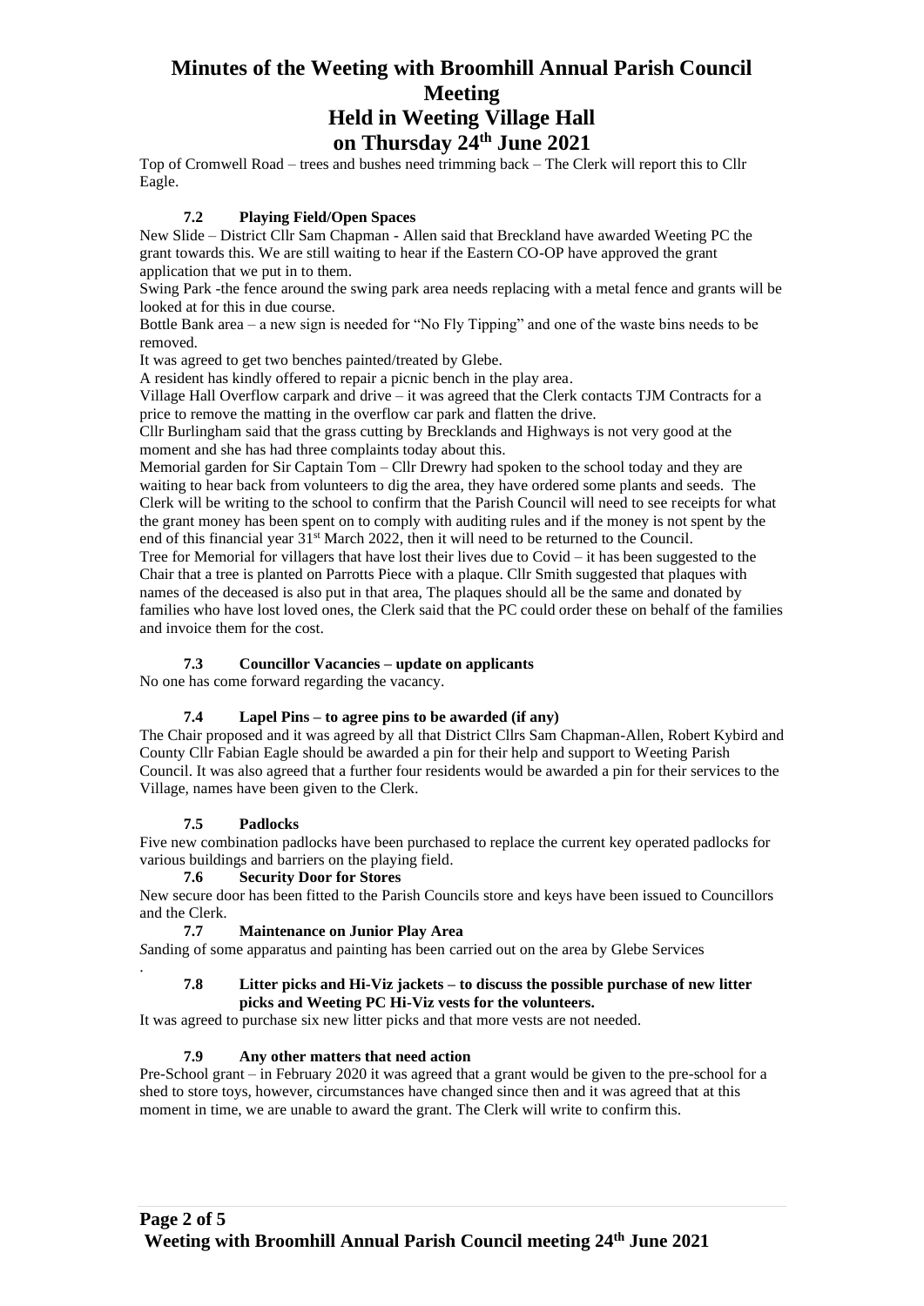Top of Cromwell Road – trees and bushes need trimming back – The Clerk will report this to Cllr Eagle.

### 7.2 Playing Field/Open Spaces

New Slide – District Cllr Sam Chapman - Allen said that Breckland have awarded Weeting PC the grant towards this. We are still waiting to hear if the Eastern CO-OP have approved the grant application that we put in to them.

Swing Park -the fence around the swing park area needs replacing with a metal fence and grants will be looked at for this in due course.

Bottle Bank area – a new sign is needed for "No Fly Tipping" and one of the waste bins needs to be removed.

It was agreed to get two benches painted/treated by Glebe.

A resident has kindly offered to repair a picnic bench in the play area.

Village Hall Overflow carpark and drive – it was agreed that the Clerk contacts TJM Contracts for a price to remove the matting in the overflow car park and flatten the drive.

Cllr Burlingham said that the grass cutting by Brecklands and Highways is not very good at the moment and she has had three complaints today about this.

Memorial garden for Sir Captain Tom – Cllr Drewry had spoken to the school today and they are waiting to hear back from volunteers to dig the area, they have ordered some plants and seeds. The Clerk will be writing to the school to confirm that the Parish Council will need to see receipts for what the grant money has been spent on to comply with auditing rules and if the money is not spent by the end of this financial year 31st March 2022, then it will need to be returned to the Council.

Tree for Memorial for villagers that have lost their lives due to Covid – it has been suggested to the Chair that a tree is planted on Parrotts Piece with a plaque. Cllr Smith suggested that plaques with names of the deceased is also put in that area, The plaques should all be the same and donated by families who have lost loved ones, the Clerk said that the PC could order these on behalf of the families and invoice them for the cost.

### 7.3 Councillor Vacancies – update on applicants

No one has come forward regarding the vacancy.

### 7.4 Lapel Pins – to agree pins to be awarded (if any)

The Chair proposed and it was agreed by all that District Cllrs Sam Chapman-Allen, Robert Kybird and County Cllr Fabian Eagle should be awarded a pin for their help and support to Weeting Parish Council. It was also agreed that a further four residents would be awarded a pin for their services to the Village, names have been given to the Clerk.

### 7.5 Padlocks

Five new combination padlocks have been purchased to replace the current key operated padlocks for various buildings and barriers on the playing field.

### 7.6 Security Door for Stores

New secure door has been fitted to the Parish Councils store and keys have been issued to Councillors and the Clerk.

### 7.7 Maintenance on Junior Play Area

*S*anding of some apparatus and painting has been carried out on the area by Glebe Services

.

### 7.8 Litter picks and Hi-Viz jackets – to discuss the possible purchase of new litter picks and Weeting PC Hi-Viz vests for the volunteers.

It was agreed to purchase six new litter picks and that more vests are not needed.

### 7.9 Any other matters that need action

Pre-School grant – in February 2020 it was agreed that a grant would be given to the pre-school for a shed to store toys, however, circumstances have changed since then and it was agreed that at this moment in time, we are unable to award the grant. The Clerk will write to confirm this.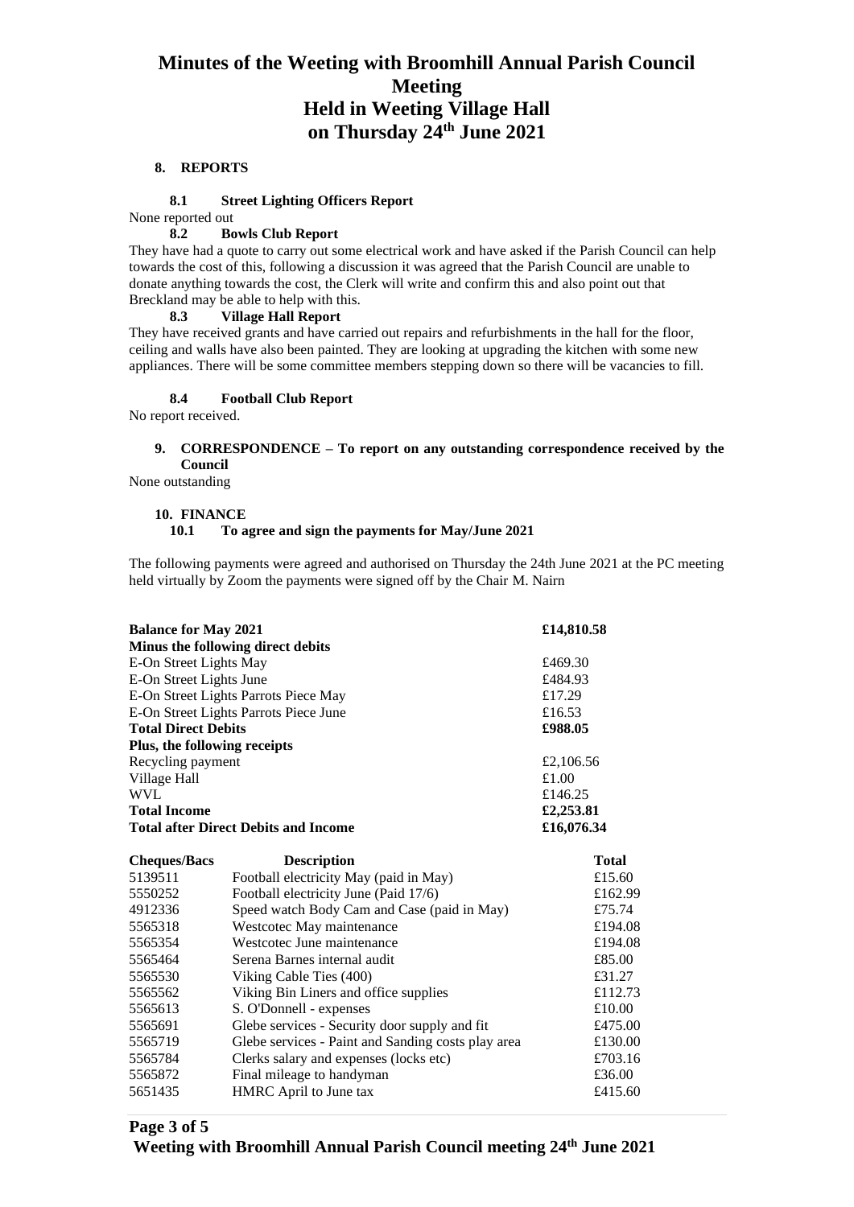# Minutes of the Weeting with Broomhill Annual Parish Council Meeting
# Held in Weeting Village Hall
# on Thursday 24th June 2021

## 8. REPORTS

### 8.1 Street Lighting Officers Report

None reported out

### 8.2 Bowls Club Report

They have had a quote to carry out some electrical work and have asked if the Parish Council can help towards the cost of this, following a discussion it was agreed that the Parish Council are unable to donate anything towards the cost, the Clerk will write and confirm this and also point out that Breckland may be able to help with this.

### 8.3 Village Hall Report

They have received grants and have carried out repairs and refurbishments in the hall for the floor, ceiling and walls have also been painted. They are looking at upgrading the kitchen with some new appliances. There will be some committee members stepping down so there will be vacancies to fill.

### 8.4 Football Club Report

No report received.

## 9. CORRESPONDENCE – To report on any outstanding correspondence received by the Council

None outstanding

## 10. FINANCE

### 10.1 To agree and sign the payments for May/June 2021

The following payments were agreed and authorised on Thursday the 24th June 2021 at the PC meeting held virtually by Zoom the payments were signed off by the Chair M. Nairn

| | |
|---|---|
| **Balance for May 2021** | **£14,810.58** |
| **Minus the following direct debits** | |
| E-On Street Lights May | £469.30 |
| E-On Street Lights June | £484.93 |
| E-On Street Lights Parrots Piece May | £17.29 |
| E-On Street Lights Parrots Piece June | £16.53 |
| **Total Direct Debits** | **£988.05** |
| **Plus, the following receipts** | |
| Recycling payment | £2,106.56 |
| Village Hall | £1.00 |
| WVL | £146.25 |
| **Total Income** | **£2,253.81** |
| **Total after Direct Debits and Income** | **£16,076.34** |

| Cheques/Bacs | Description | Total |
|---|---|---|
| 5139511 | Football electricity May (paid in May) | £15.60 |
| 5550252 | Football electricity June (Paid 17/6) | £162.99 |
| 4912336 | Speed watch Body Cam and Case (paid in May) | £75.74 |
| 5565318 | Westcotec May maintenance | £194.08 |
| 5565354 | Westcotec June maintenance | £194.08 |
| 5565464 | Serena Barnes internal audit | £85.00 |
| 5565530 | Viking Cable Ties (400) | £31.27 |
| 5565562 | Viking Bin Liners and office supplies | £112.73 |
| 5565613 | S. O'Donnell - expenses | £10.00 |
| 5565691 | Glebe services - Security door supply and fit | £475.00 |
| 5565719 | Glebe services - Paint and Sanding costs play area | £130.00 |
| 5565784 | Clerks salary and expenses (locks etc) | £703.16 |
| 5565872 | Final mileage to handyman | £36.00 |
| 5651435 | HMRC April to June tax | £415.60 |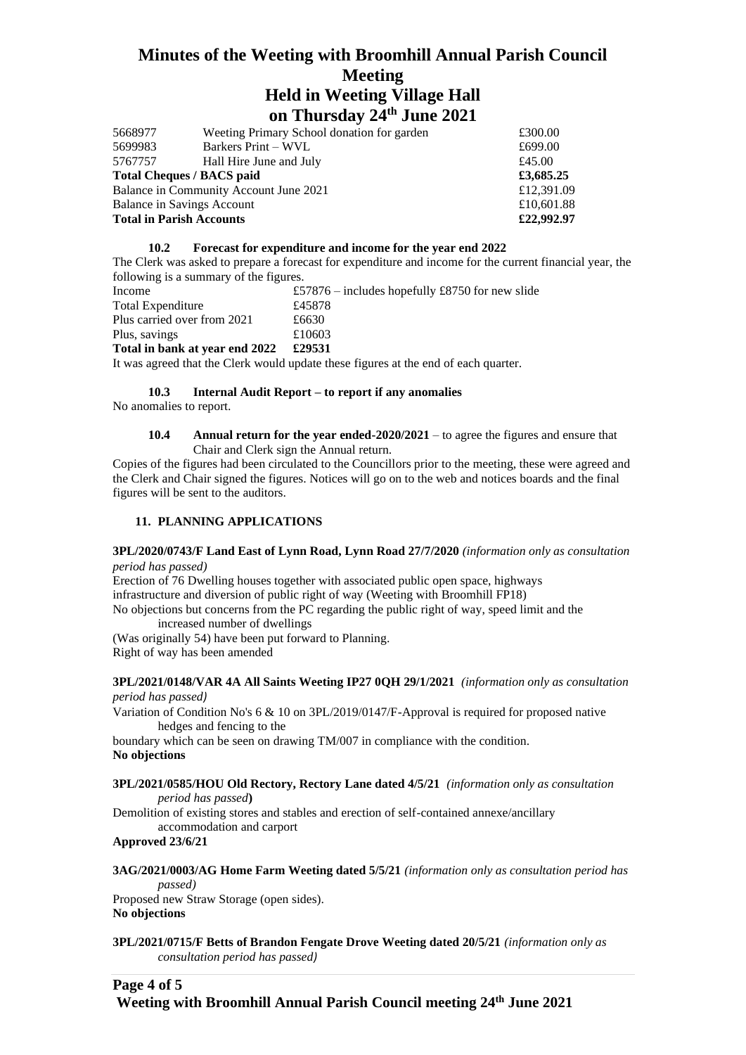| | | |
|---|---|---|
| 5668977 | Weeting Primary School donation for garden | £300.00 |
| 5699983 | Barkers Print – WVL | £699.00 |
| 5767757 | Hall Hire June and July | £45.00 |
| **Total Cheques / BACS paid** | | **£3,685.25** |
| Balance in Community Account June 2021 | | £12,391.09 |
| Balance in Savings Account | | £10,601.88 |
| **Total in Parish Accounts** | | **£22,992.97** |

**10.2 Forecast for expenditure and income for the year end 2022**

The Clerk was asked to prepare a forecast for expenditure and income for the current financial year, the following is a summary of the figures.

| | |
|---|---|
| Income | £57876 – includes hopefully £8750 for new slide |
| Total Expenditure | £45878 |
| Plus carried over from 2021 | £6630 |
| Plus, savings | £10603 |
| **Total in bank at year end 2022** | **£29531** |

It was agreed that the Clerk would update these figures at the end of each quarter.

**10.3 Internal Audit Report – to report if any anomalies**

No anomalies to report.

**10.4 Annual return for the year ended-2020/2021** – to agree the figures and ensure that Chair and Clerk sign the Annual return.

Copies of the figures had been circulated to the Councillors prior to the meeting, these were agreed and the Clerk and Chair signed the figures. Notices will go on to the web and notices boards and the final figures will be sent to the auditors.

## 11. PLANNING APPLICATIONS

**3PL/2020/0743/F Land East of Lynn Road, Lynn Road 27/7/2020** *(information only as consultation period has passed)*

Erection of 76 Dwelling houses together with associated public open space, highways infrastructure and diversion of public right of way (Weeting with Broomhill FP18)

No objections but concerns from the PC regarding the public right of way, speed limit and the increased number of dwellings

(Was originally 54) have been put forward to Planning.

Right of way has been amended

**3PL/2021/0148/VAR 4A All Saints Weeting IP27 0QH 29/1/2021** *(information only as consultation period has passed)*

Variation of Condition No's 6 & 10 on 3PL/2019/0147/F-Approval is required for proposed native hedges and fencing to the boundary which can be seen on drawing TM/007 in compliance with the condition.

**No objections**

**3PL/2021/0585/HOU Old Rectory, Rectory Lane dated 4/5/21** *(information only as consultation period has passed)*

Demolition of existing stores and stables and erection of self-contained annexe/ancillary accommodation and carport

**Approved 23/6/21**

**3AG/2021/0003/AG Home Farm Weeting dated 5/5/21** *(information only as consultation period has passed)*

Proposed new Straw Storage (open sides).

**No objections**

**3PL/2021/0715/F Betts of Brandon Fengate Drove Weeting dated 20/5/21** *(information only as consultation period has passed)*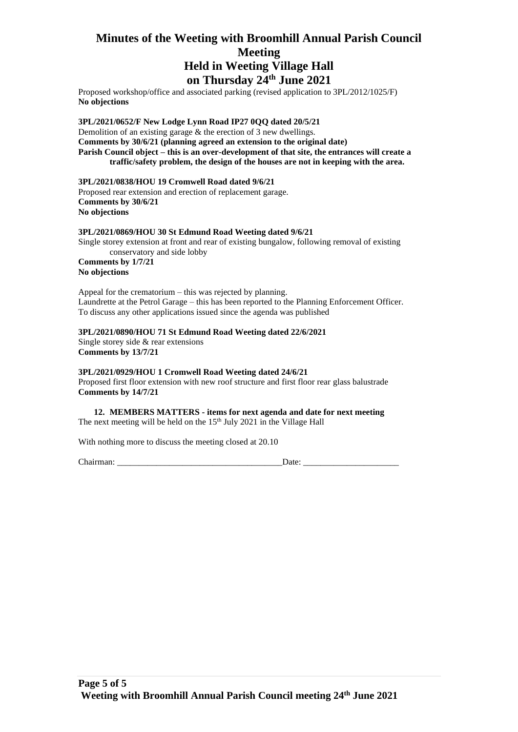# Minutes of the Weeting with Broomhill Annual Parish Council Meeting
## Held in Weeting Village Hall
## on Thursday 24th June 2021

Proposed workshop/office and associated parking (revised application to 3PL/2012/1025/F)
**No objections**

**3PL/2021/0652/F New Lodge Lynn Road IP27 0QQ dated 20/5/21**
Demolition of an existing garage & the erection of 3 new dwellings.
**Comments by 30/6/21 (planning agreed an extension to the original date)**
**Parish Council object – this is an over-development of that site, the entrances will create a traffic/safety problem, the design of the houses are not in keeping with the area.**

**3PL/2021/0838/HOU 19 Cromwell Road dated 9/6/21**
Proposed rear extension and erection of replacement garage.
**Comments by 30/6/21**
**No objections**

**3PL/2021/0869/HOU 30 St Edmund Road Weeting dated 9/6/21**
Single storey extension at front and rear of existing bungalow, following removal of existing conservatory and side lobby
**Comments by 1/7/21**
**No objections**

Appeal for the crematorium – this was rejected by planning.
Laundrette at the Petrol Garage – this has been reported to the Planning Enforcement Officer.
To discuss any other applications issued since the agenda was published

**3PL/2021/0890/HOU 71 St Edmund Road Weeting dated 22/6/2021**
Single storey side & rear extensions
**Comments by 13/7/21**

**3PL/2021/0929/HOU 1 Cromwell Road Weeting dated 24/6/21**
Proposed first floor extension with new roof structure and first floor rear glass balustrade
**Comments by 14/7/21**

**12. MEMBERS MATTERS - items for next agenda and date for next meeting**
The next meeting will be held on the 15th July 2021 in the Village Hall

With nothing more to discuss the meeting closed at 20.10

Chairman: ______________________________________Date: ______________________